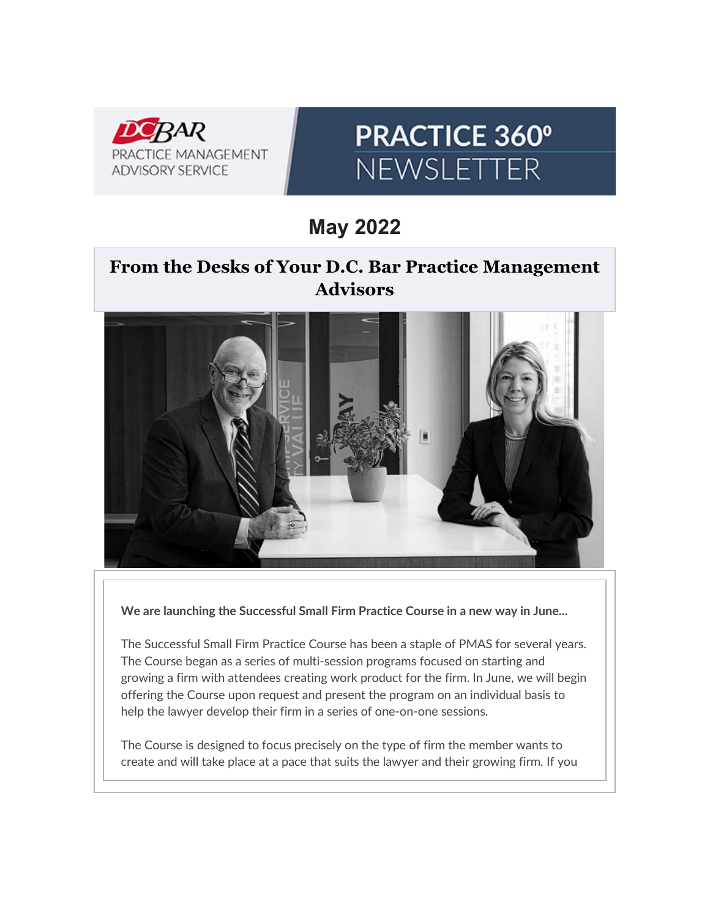DC BAR PRACTICE MANAGEMENT ADVISORY SERVICE

# PRACTICE 360° NEWSLETTER

## May 2022

## From the Desks of Your D.C. Bar Practice Management Advisors

**We are launching the Successful Small Firm Practice Course in a new way in June...**

The Successful Small Firm Practice Course has been a staple of PMAS for several years. The Course began as a series of multi-session programs focused on starting and growing a firm with attendees creating work product for the firm. In June, we will begin offering the Course upon request and present the program on an individual basis to help the lawyer develop their firm in a series of one-on-one sessions.

The Course is designed to focus precisely on the type of firm the member wants to create and will take place at a pace that suits the lawyer and their growing firm. If you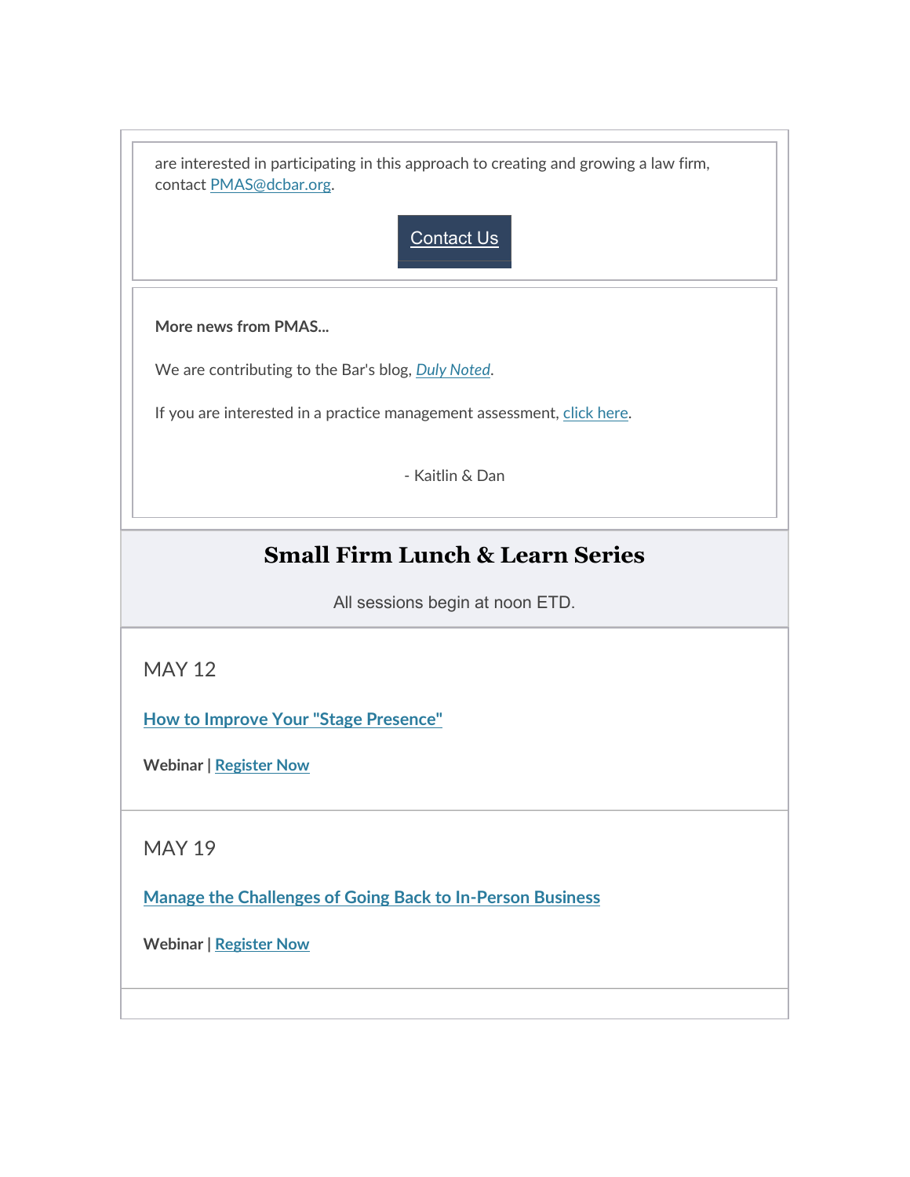are interested in participating in this approach to creating and growing a law firm, contact PMAS@dcbar.org.

Contact Us

**More news from PMAS...**

We are contributing to the Bar's blog, *Duly Noted*.

If you are interested in a practice management assessment, click here.

- Kaitlin & Dan

## Small Firm Lunch & Learn Series

All sessions begin at noon ETD.

MAY 12

**How to Improve Your "Stage Presence"**

**Webinar | Register Now**

MAY 19

**Manage the Challenges of Going Back to In-Person Business**

**Webinar | Register Now**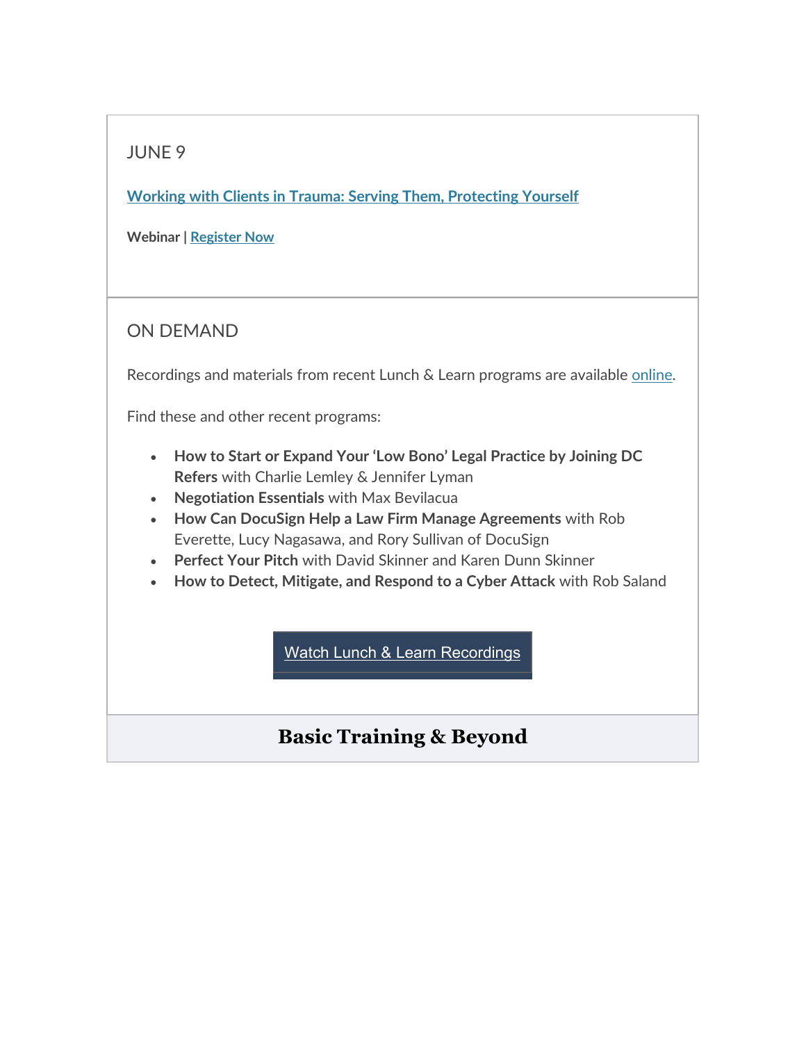JUNE 9

**Working with Clients in Trauma: Serving Them, Protecting Yourself**

**Webinar | Register Now**

ON DEMAND

Recordings and materials from recent Lunch & Learn programs are available online.

Find these and other recent programs:

- **How to Start or Expand Your 'Low Bono' Legal Practice by Joining DC Refers** with Charlie Lemley & Jennifer Lyman
- **Negotiation Essentials** with Max Bevilacua
- **How Can DocuSign Help a Law Firm Manage Agreements** with Rob Everette, Lucy Nagasawa, and Rory Sullivan of DocuSign
- **Perfect Your Pitch** with David Skinner and Karen Dunn Skinner
- **How to Detect, Mitigate, and Respond to a Cyber Attack** with Rob Saland

Watch Lunch & Learn Recordings

## Basic Training & Beyond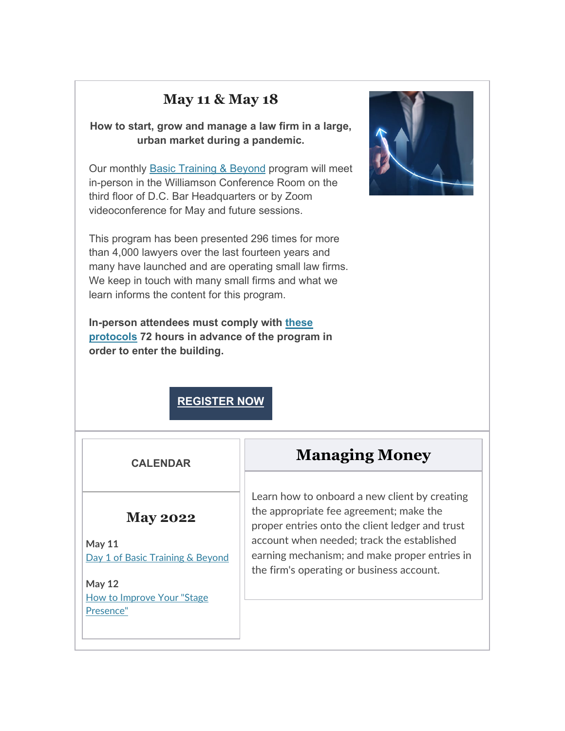## May 11 & May 18

**How to start, grow and manage a law firm in a large, urban market during a pandemic.**

Our monthly Basic Training & Beyond program will meet in-person in the Williamson Conference Room on the third floor of D.C. Bar Headquarters or by Zoom videoconference for May and future sessions.

This program has been presented 296 times for more than 4,000 lawyers over the last fourteen years and many have launched and are operating small law firms. We keep in touch with many small firms and what we learn informs the content for this program.

**In-person attendees must comply with these protocols 72 hours in advance of the program in order to enter the building.**

**REGISTER NOW**

**CALENDAR**

## May 2022

**May 11**
Day 1 of Basic Training & Beyond

**May 12**
How to Improve Your "Stage Presence"

## Managing Money

Learn how to onboard a new client by creating the appropriate fee agreement; make the proper entries onto the client ledger and trust account when needed; track the established earning mechanism; and make proper entries in the firm's operating or business account.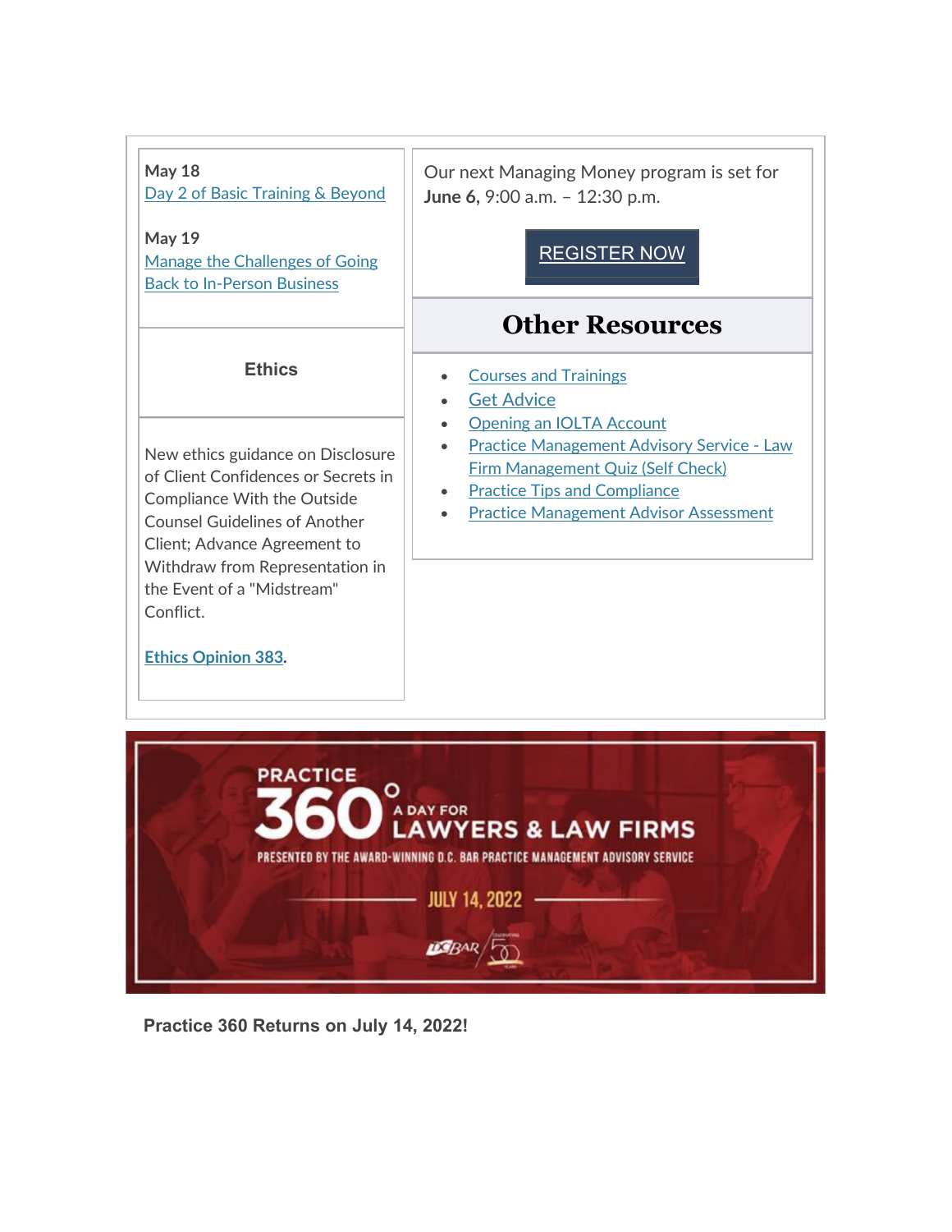**May 18**
Day 2 of Basic Training & Beyond

**May 19**
Manage the Challenges of Going Back to In-Person Business

**Ethics**

New ethics guidance on Disclosure of Client Confidences or Secrets in Compliance With the Outside Counsel Guidelines of Another Client; Advance Agreement to Withdraw from Representation in the Event of a "Midstream" Conflict.

**Ethics Opinion 383**.

Our next Managing Money program is set for **June 6,** 9:00 a.m. – 12:30 p.m.

REGISTER NOW

## Other Resources

- Courses and Trainings
- Get Advice
- Opening an IOLTA Account
- Practice Management Advisory Service - Law Firm Management Quiz (Self Check)
- Practice Tips and Compliance
- Practice Management Advisor Assessment

PRACTICE 360° A DAY FOR LAWYERS & LAW FIRMS

PRESENTED BY THE AWARD-WINNING D.C. BAR PRACTICE MANAGEMENT ADVISORY SERVICE

JULY 14, 2022

**Practice 360 Returns on July 14, 2022!**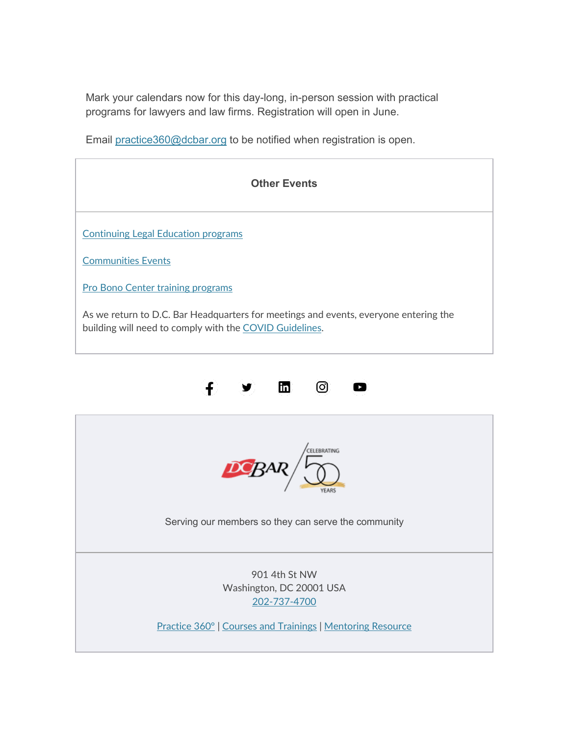Mark your calendars now for this day-long, in-person session with practical programs for lawyers and law firms. Registration will open in June.

Email practice360@dcbar.org to be notified when registration is open.

### Other Events

Continuing Legal Education programs

Communities Events

Pro Bono Center training programs

As we return to D.C. Bar Headquarters for meetings and events, everyone entering the building will need to comply with the COVID Guidelines.

DC BAR CELEBRATING 50 YEARS

Serving our members so they can serve the community

901 4th St NW
Washington, DC 20001 USA
202-737-4700

Practice 360° | Courses and Trainings | Mentoring Resource